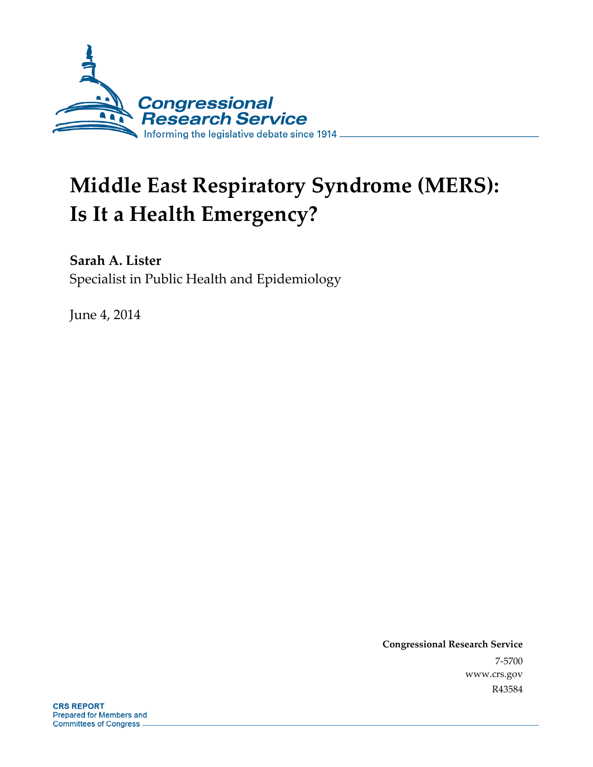Congressional Research Service

Informing the legislative debate since 1914

# Middle East Respiratory Syndrome (MERS): Is It a Health Emergency?

**Sarah A. Lister**

Specialist in Public Health and Epidemiology

June 4, 2014

**Congressional Research Service**

7-5700

www.crs.gov

R43584

**CRS REPORT**

Prepared for Members and Committees of Congress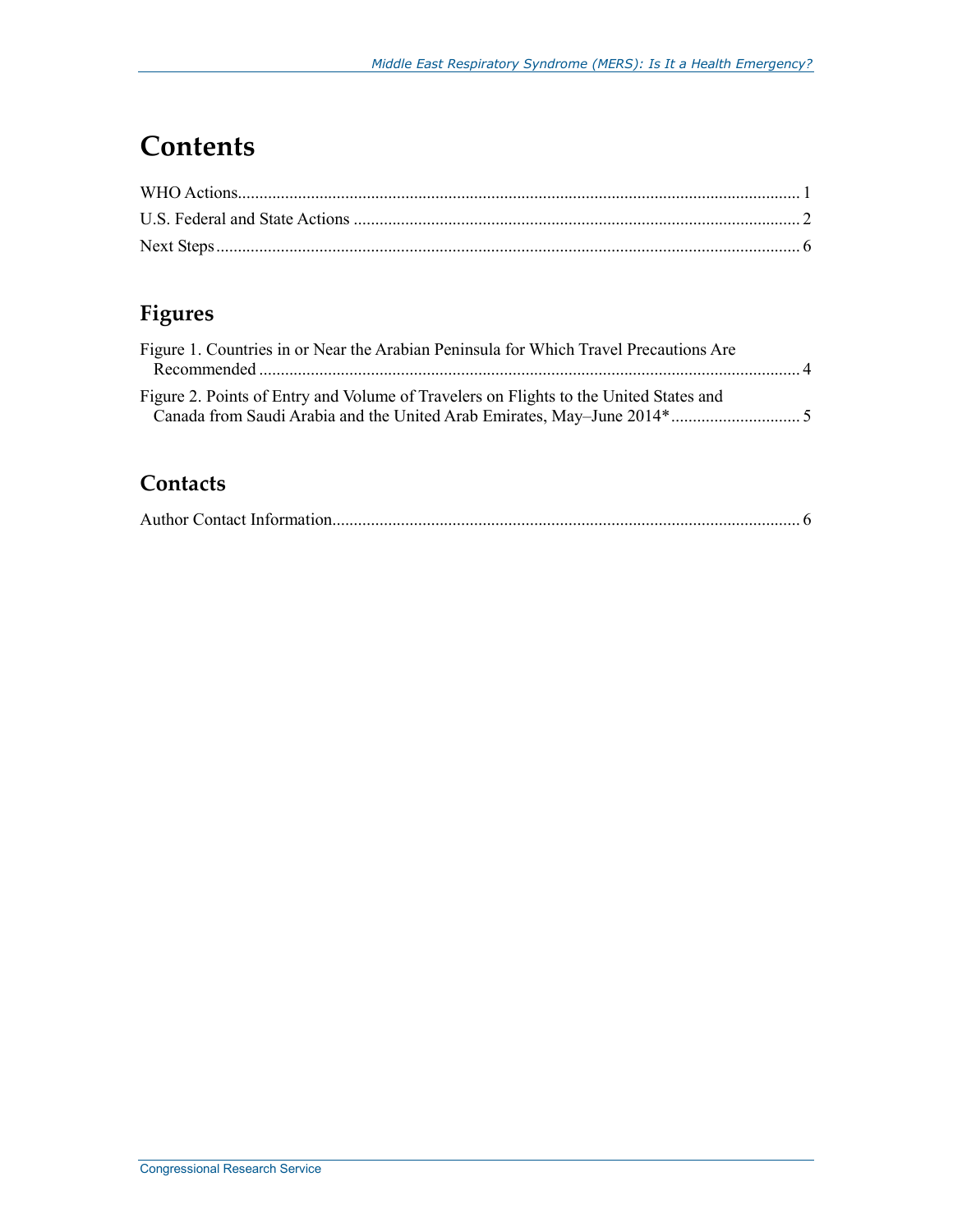# Contents

WHO Actions .................................................................................................................................. 1
U.S. Federal and State Actions ....................................................................................................... 2
Next Steps ....................................................................................................................................... 6

## Figures

Figure 1. Countries in or Near the Arabian Peninsula for Which Travel Precautions Are Recommended ........................................................................................................................... 4
Figure 2. Points of Entry and Volume of Travelers on Flights to the United States and Canada from Saudi Arabia and the United Arab Emirates, May–June 2014* ............................. 5

## Contacts

Author Contact Information ............................................................................................................ 6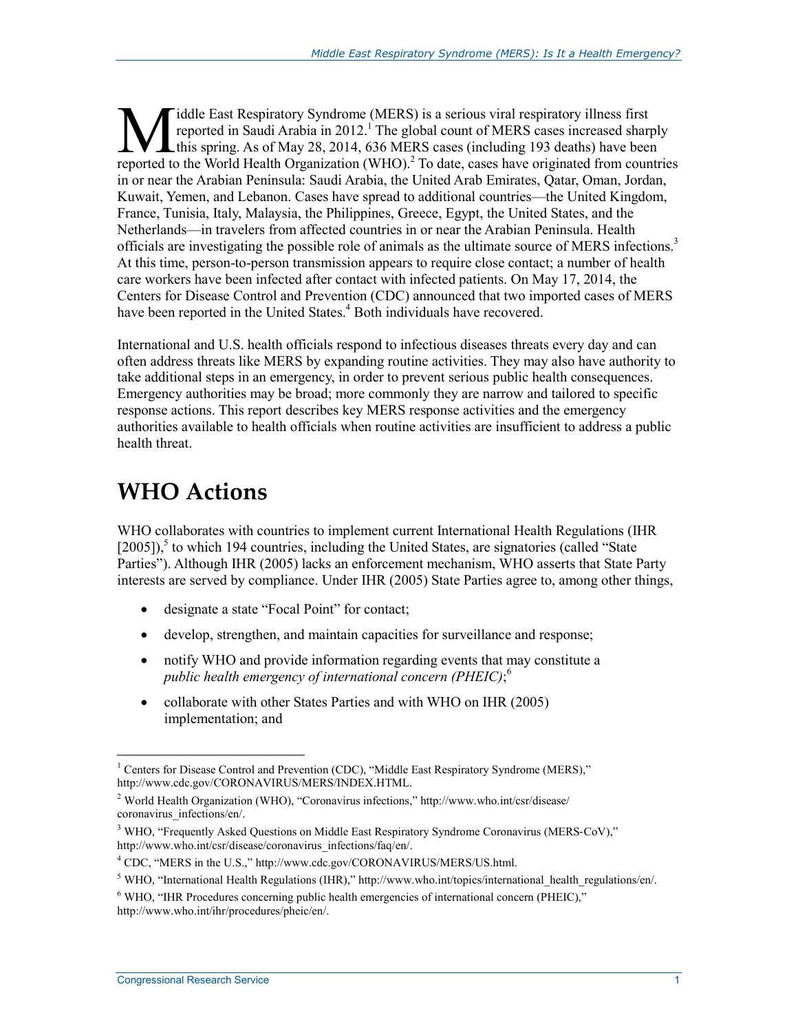Middle East Respiratory Syndrome (MERS) is a serious viral respiratory illness first reported in Saudi Arabia in 2012.[1] The global count of MERS cases increased sharply this spring. As of May 28, 2014, 636 MERS cases (including 193 deaths) have been reported to the World Health Organization (WHO).[2] To date, cases have originated from countries in or near the Arabian Peninsula: Saudi Arabia, the United Arab Emirates, Qatar, Oman, Jordan, Kuwait, Yemen, and Lebanon. Cases have spread to additional countries—the United Kingdom, France, Tunisia, Italy, Malaysia, the Philippines, Greece, Egypt, the United States, and the Netherlands—in travelers from affected countries in or near the Arabian Peninsula. Health officials are investigating the possible role of animals as the ultimate source of MERS infections.[3] At this time, person-to-person transmission appears to require close contact; a number of health care workers have been infected after contact with infected patients. On May 17, 2014, the Centers for Disease Control and Prevention (CDC) announced that two imported cases of MERS have been reported in the United States.[4] Both individuals have recovered.

International and U.S. health officials respond to infectious diseases threats every day and can often address threats like MERS by expanding routine activities. They may also have authority to take additional steps in an emergency, in order to prevent serious public health consequences. Emergency authorities may be broad; more commonly they are narrow and tailored to specific response actions. This report describes key MERS response activities and the emergency authorities available to health officials when routine activities are insufficient to address a public health threat.

# WHO Actions

WHO collaborates with countries to implement current International Health Regulations (IHR [2005]),[5] to which 194 countries, including the United States, are signatories (called "State Parties"). Although IHR (2005) lacks an enforcement mechanism, WHO asserts that State Party interests are served by compliance. Under IHR (2005) State Parties agree to, among other things,

- designate a state "Focal Point" for contact;
- develop, strengthen, and maintain capacities for surveillance and response;
- notify WHO and provide information regarding events that may constitute a *public health emergency of international concern (PHEIC)*;[6]
- collaborate with other States Parties and with WHO on IHR (2005) implementation; and

---

[1] Centers for Disease Control and Prevention (CDC), "Middle East Respiratory Syndrome (MERS)," http://www.cdc.gov/CORONAVIRUS/MERS/INDEX.HTML.

[2] World Health Organization (WHO), "Coronavirus infections," http://www.who.int/csr/disease/coronavirus_infections/en/.

[3] WHO, "Frequently Asked Questions on Middle East Respiratory Syndrome Coronavirus (MERS-CoV)," http://www.who.int/csr/disease/coronavirus_infections/faq/en/.

[4] CDC, "MERS in the U.S.," http://www.cdc.gov/CORONAVIRUS/MERS/US.html.

[5] WHO, "International Health Regulations (IHR)," http://www.who.int/topics/international_health_regulations/en/.

[6] WHO, "IHR Procedures concerning public health emergencies of international concern (PHEIC)," http://www.who.int/ihr/procedures/pheic/en/.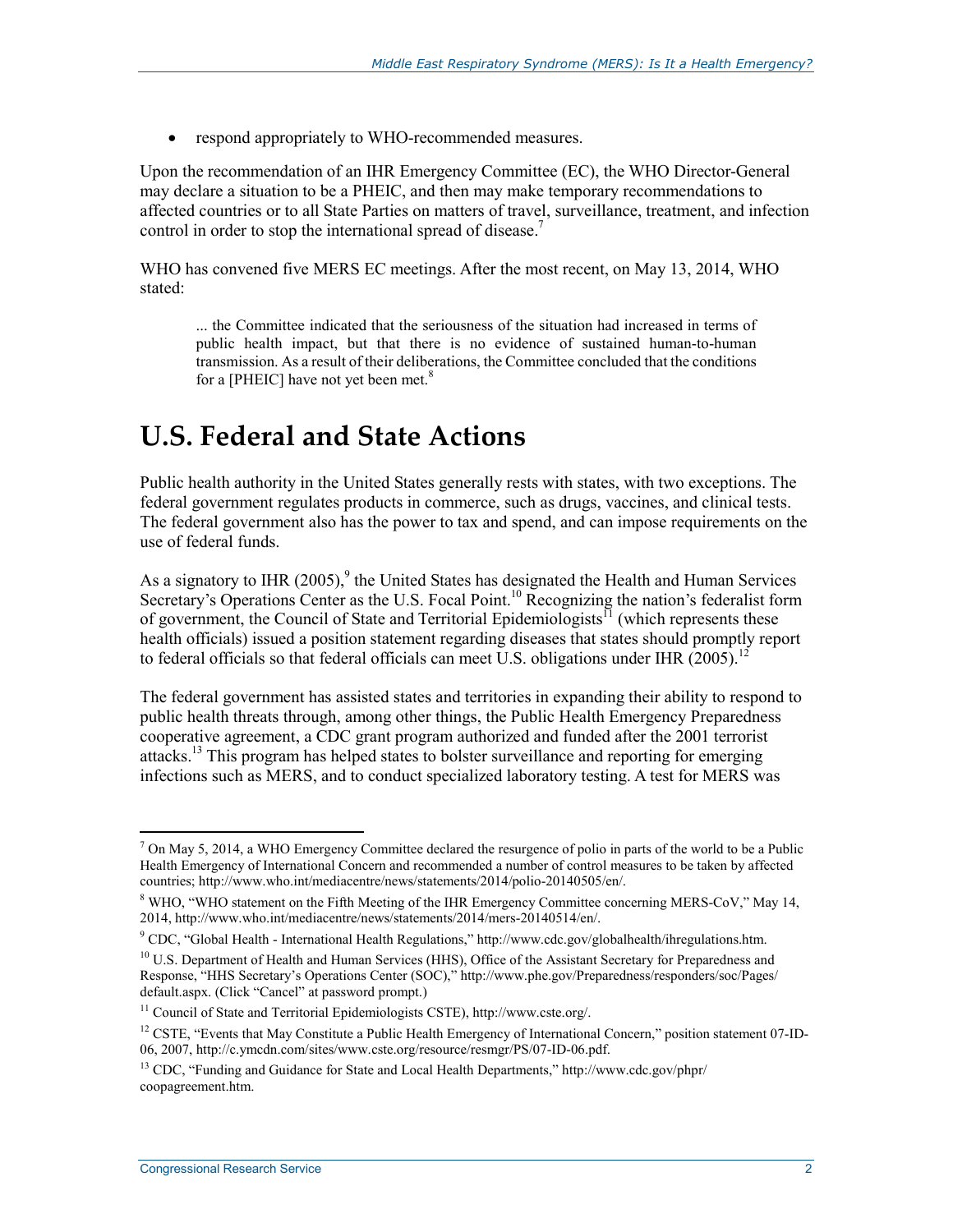- respond appropriately to WHO-recommended measures.

Upon the recommendation of an IHR Emergency Committee (EC), the WHO Director-General may declare a situation to be a PHEIC, and then may make temporary recommendations to affected countries or to all State Parties on matters of travel, surveillance, treatment, and infection control in order to stop the international spread of disease.[7]

WHO has convened five MERS EC meetings. After the most recent, on May 13, 2014, WHO stated:

> ... the Committee indicated that the seriousness of the situation had increased in terms of public health impact, but that there is no evidence of sustained human-to-human transmission. As a result of their deliberations, the Committee concluded that the conditions for a [PHEIC] have not yet been met.[8]

# U.S. Federal and State Actions

Public health authority in the United States generally rests with states, with two exceptions. The federal government regulates products in commerce, such as drugs, vaccines, and clinical tests. The federal government also has the power to tax and spend, and can impose requirements on the use of federal funds.

As a signatory to IHR (2005),[9] the United States has designated the Health and Human Services Secretary's Operations Center as the U.S. Focal Point.[10] Recognizing the nation's federalist form of government, the Council of State and Territorial Epidemiologists[11] (which represents these health officials) issued a position statement regarding diseases that states should promptly report to federal officials so that federal officials can meet U.S. obligations under IHR (2005).[12]

The federal government has assisted states and territories in expanding their ability to respond to public health threats through, among other things, the Public Health Emergency Preparedness cooperative agreement, a CDC grant program authorized and funded after the 2001 terrorist attacks.[13] This program has helped states to bolster surveillance and reporting for emerging infections such as MERS, and to conduct specialized laboratory testing. A test for MERS was

---

[7] On May 5, 2014, a WHO Emergency Committee declared the resurgence of polio in parts of the world to be a Public Health Emergency of International Concern and recommended a number of control measures to be taken by affected countries; http://www.who.int/mediacentre/news/statements/2014/polio-20140505/en/.

[8] WHO, "WHO statement on the Fifth Meeting of the IHR Emergency Committee concerning MERS-CoV," May 14, 2014, http://www.who.int/mediacentre/news/statements/2014/mers-20140514/en/.

[9] CDC, "Global Health - International Health Regulations," http://www.cdc.gov/globalhealth/ihregulations.htm.

[10] U.S. Department of Health and Human Services (HHS), Office of the Assistant Secretary for Preparedness and Response, "HHS Secretary's Operations Center (SOC)," http://www.phe.gov/Preparedness/responders/soc/Pages/default.aspx. (Click "Cancel" at password prompt.)

[11] Council of State and Territorial Epidemiologists CSTE), http://www.cste.org/.

[12] CSTE, "Events that May Constitute a Public Health Emergency of International Concern," position statement 07-ID-06, 2007, http://c.ymcdn.com/sites/www.cste.org/resource/resmgr/PS/07-ID-06.pdf.

[13] CDC, "Funding and Guidance for State and Local Health Departments," http://www.cdc.gov/phpr/coopagreement.htm.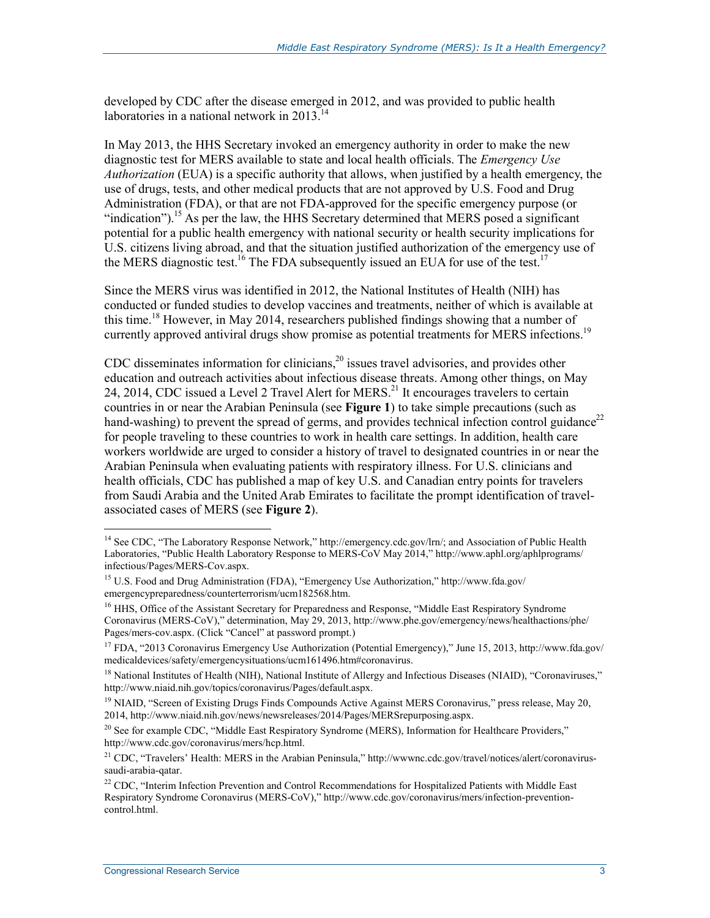developed by CDC after the disease emerged in 2012, and was provided to public health laboratories in a national network in 2013.[14]

In May 2013, the HHS Secretary invoked an emergency authority in order to make the new diagnostic test for MERS available to state and local health officials. The *Emergency Use Authorization* (EUA) is a specific authority that allows, when justified by a health emergency, the use of drugs, tests, and other medical products that are not approved by U.S. Food and Drug Administration (FDA), or that are not FDA-approved for the specific emergency purpose (or "indication").[15] As per the law, the HHS Secretary determined that MERS posed a significant potential for a public health emergency with national security or health security implications for U.S. citizens living abroad, and that the situation justified authorization of the emergency use of the MERS diagnostic test.[16] The FDA subsequently issued an EUA for use of the test.[17]

Since the MERS virus was identified in 2012, the National Institutes of Health (NIH) has conducted or funded studies to develop vaccines and treatments, neither of which is available at this time.[18] However, in May 2014, researchers published findings showing that a number of currently approved antiviral drugs show promise as potential treatments for MERS infections.[19]

CDC disseminates information for clinicians,[20] issues travel advisories, and provides other education and outreach activities about infectious disease threats. Among other things, on May 24, 2014, CDC issued a Level 2 Travel Alert for MERS.[21] It encourages travelers to certain countries in or near the Arabian Peninsula (see **Figure 1**) to take simple precautions (such as hand-washing) to prevent the spread of germs, and provides technical infection control guidance[22] for people traveling to these countries to work in health care settings. In addition, health care workers worldwide are urged to consider a history of travel to designated countries in or near the Arabian Peninsula when evaluating patients with respiratory illness. For U.S. clinicians and health officials, CDC has published a map of key U.S. and Canadian entry points for travelers from Saudi Arabia and the United Arab Emirates to facilitate the prompt identification of travel-associated cases of MERS (see **Figure 2**).

---

[14] See CDC, "The Laboratory Response Network," http://emergency.cdc.gov/lrn/; and Association of Public Health Laboratories, "Public Health Laboratory Response to MERS-CoV May 2014," http://www.aphl.org/aphlprograms/infectious/Pages/MERS-Cov.aspx.

[15] U.S. Food and Drug Administration (FDA), "Emergency Use Authorization," http://www.fda.gov/emergencypreparedness/counterterrorism/ucm182568.htm.

[16] HHS, Office of the Assistant Secretary for Preparedness and Response, "Middle East Respiratory Syndrome Coronavirus (MERS-CoV)," determination, May 29, 2013, http://www.phe.gov/emergency/news/healthactions/phe/Pages/mers-cov.aspx. (Click "Cancel" at password prompt.)

[17] FDA, "2013 Coronavirus Emergency Use Authorization (Potential Emergency)," June 15, 2013, http://www.fda.gov/medicaldevices/safety/emergencysituations/ucm161496.htm#coronavirus.

[18] National Institutes of Health (NIH), National Institute of Allergy and Infectious Diseases (NIAID), "Coronaviruses," http://www.niaid.nih.gov/topics/coronavirus/Pages/default.aspx.

[19] NIAID, "Screen of Existing Drugs Finds Compounds Active Against MERS Coronavirus," press release, May 20, 2014, http://www.niaid.nih.gov/news/newsreleases/2014/Pages/MERSrepurposing.aspx.

[20] See for example CDC, "Middle East Respiratory Syndrome (MERS), Information for Healthcare Providers," http://www.cdc.gov/coronavirus/mers/hcp.html.

[21] CDC, "Travelers' Health: MERS in the Arabian Peninsula," http://wwwnc.cdc.gov/travel/notices/alert/coronavirus-saudi-arabia-qatar.

[22] CDC, "Interim Infection Prevention and Control Recommendations for Hospitalized Patients with Middle East Respiratory Syndrome Coronavirus (MERS-CoV)," http://www.cdc.gov/coronavirus/mers/infection-prevention-control.html.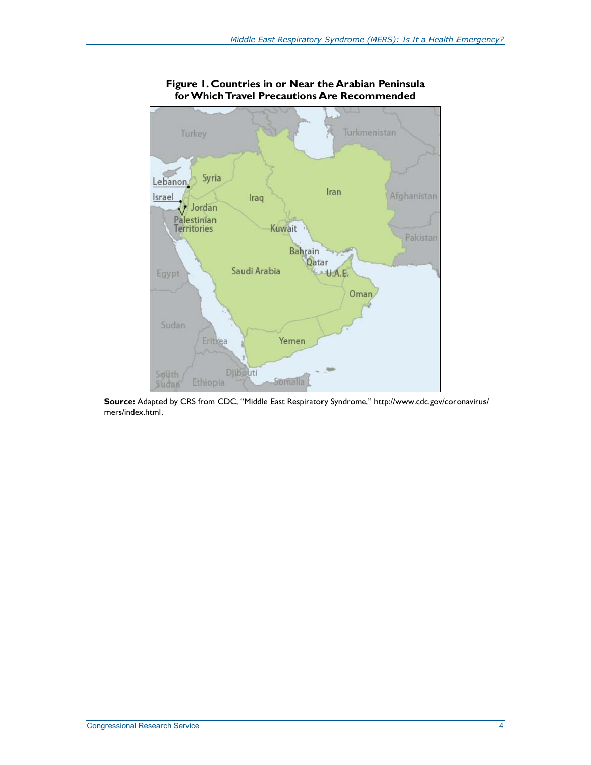**Figure 1. Countries in or Near the Arabian Peninsula for Which Travel Precautions Are Recommended**

**Source:** Adapted by CRS from CDC, "Middle East Respiratory Syndrome," http://www.cdc.gov/coronavirus/mers/index.html.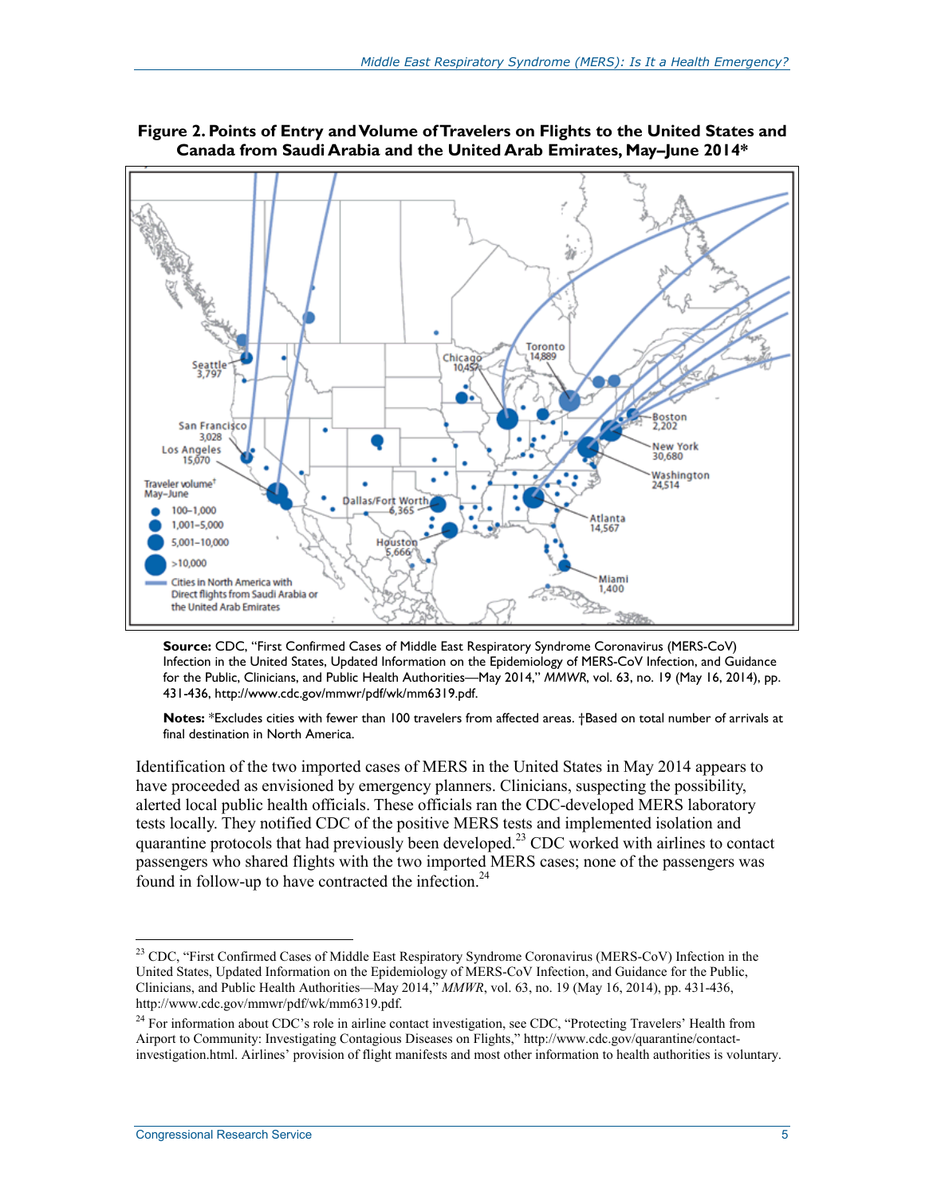**Figure 2. Points of Entry and Volume of Travelers on Flights to the United States and Canada from Saudi Arabia and the United Arab Emirates, May–June 2014***

**Source:** CDC, "First Confirmed Cases of Middle East Respiratory Syndrome Coronavirus (MERS-CoV) Infection in the United States, Updated Information on the Epidemiology of MERS-CoV Infection, and Guidance for the Public, Clinicians, and Public Health Authorities—May 2014," *MMWR*, vol. 63, no. 19 (May 16, 2014), pp. 431-436, http://www.cdc.gov/mmwr/pdf/wk/mm6319.pdf.

**Notes:** *Excludes cities with fewer than 100 travelers from affected areas. †Based on total number of arrivals at final destination in North America.

Identification of the two imported cases of MERS in the United States in May 2014 appears to have proceeded as envisioned by emergency planners. Clinicians, suspecting the possibility, alerted local public health officials. These officials ran the CDC-developed MERS laboratory tests locally. They notified CDC of the positive MERS tests and implemented isolation and quarantine protocols that had previously been developed.[23] CDC worked with airlines to contact passengers who shared flights with the two imported MERS cases; none of the passengers was found in follow-up to have contracted the infection.[24]

---

[23] CDC, "First Confirmed Cases of Middle East Respiratory Syndrome Coronavirus (MERS-CoV) Infection in the United States, Updated Information on the Epidemiology of MERS-CoV Infection, and Guidance for the Public, Clinicians, and Public Health Authorities—May 2014," *MMWR*, vol. 63, no. 19 (May 16, 2014), pp. 431-436, http://www.cdc.gov/mmwr/pdf/wk/mm6319.pdf.

[24] For information about CDC's role in airline contact investigation, see CDC, "Protecting Travelers' Health from Airport to Community: Investigating Contagious Diseases on Flights," http://www.cdc.gov/quarantine/contact-investigation.html. Airlines' provision of flight manifests and most other information to health authorities is voluntary.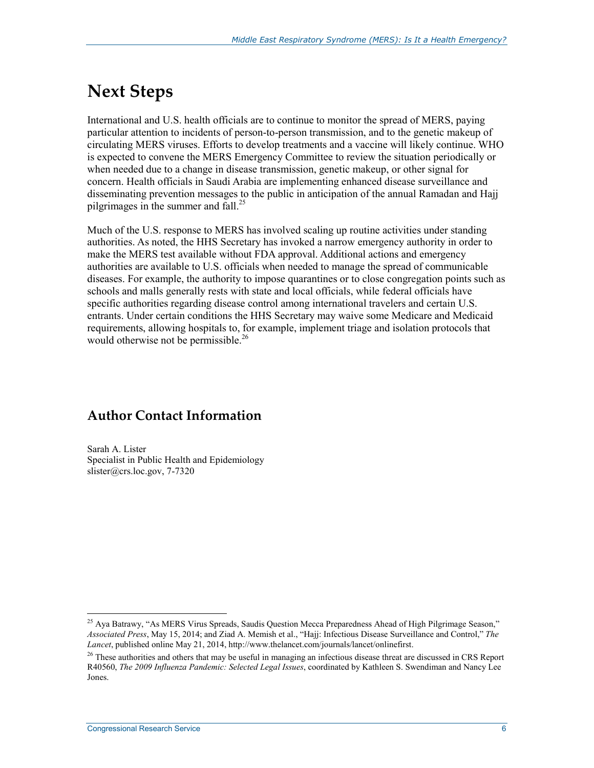# Next Steps

International and U.S. health officials are to continue to monitor the spread of MERS, paying particular attention to incidents of person-to-person transmission, and to the genetic makeup of circulating MERS viruses. Efforts to develop treatments and a vaccine will likely continue. WHO is expected to convene the MERS Emergency Committee to review the situation periodically or when needed due to a change in disease transmission, genetic makeup, or other signal for concern. Health officials in Saudi Arabia are implementing enhanced disease surveillance and disseminating prevention messages to the public in anticipation of the annual Ramadan and Hajj pilgrimages in the summer and fall.[25]

Much of the U.S. response to MERS has involved scaling up routine activities under standing authorities. As noted, the HHS Secretary has invoked a narrow emergency authority in order to make the MERS test available without FDA approval. Additional actions and emergency authorities are available to U.S. officials when needed to manage the spread of communicable diseases. For example, the authority to impose quarantines or to close congregation points such as schools and malls generally rests with state and local officials, while federal officials have specific authorities regarding disease control among international travelers and certain U.S. entrants. Under certain conditions the HHS Secretary may waive some Medicare and Medicaid requirements, allowing hospitals to, for example, implement triage and isolation protocols that would otherwise not be permissible.[26]

## Author Contact Information

Sarah A. Lister
Specialist in Public Health and Epidemiology
slister@crs.loc.gov, 7-7320

---

[25] Aya Batrawy, "As MERS Virus Spreads, Saudis Question Mecca Preparedness Ahead of High Pilgrimage Season," *Associated Press*, May 15, 2014; and Ziad A. Memish et al., "Hajj: Infectious Disease Surveillance and Control," *The Lancet*, published online May 21, 2014, http://www.thelancet.com/journals/lancet/onlinefirst.

[26] These authorities and others that may be useful in managing an infectious disease threat are discussed in CRS Report R40560, *The 2009 Influenza Pandemic: Selected Legal Issues*, coordinated by Kathleen S. Swendiman and Nancy Lee Jones.